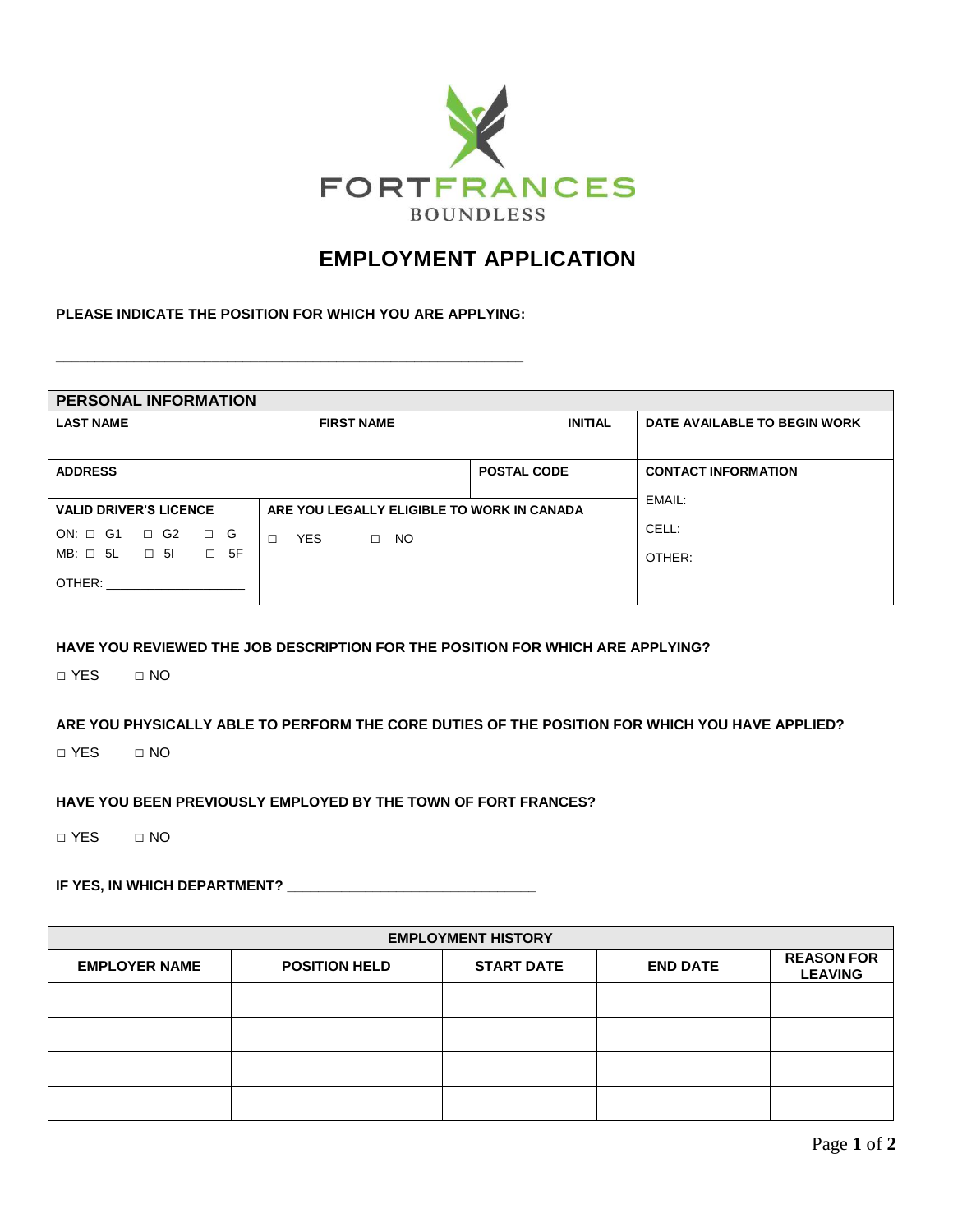FORTFRANCES

BOUNDLESS

# EMPLOYMENT APPLICATION

**PLEASE INDICATE THE POSITION FOR WHICH YOU ARE APPLYING:**

_______________________________________________________________

| PERSONAL INFORMATION | | | |
|---|---|---|---|
| **LAST NAME** | **FIRST NAME** | **INITIAL** | **DATE AVAILABLE TO BEGIN WORK** |
| **ADDRESS** | | **POSTAL CODE** | **CONTACT INFORMATION** |
| **VALID DRIVER'S LICENCE**<br>ON: □ G1 □ G2 □ G<br>MB: □ 5L □ 5I □ 5F<br>OTHER: ____________________ | **ARE YOU LEGALLY ELIGIBLE TO WORK IN CANADA**<br>□ YES □ NO | | EMAIL:<br>CELL:<br>OTHER: |

**HAVE YOU REVIEWED THE JOB DESCRIPTION FOR THE POSITION FOR WHICH ARE APPLYING?**

□ YES □ NO

**ARE YOU PHYSICALLY ABLE TO PERFORM THE CORE DUTIES OF THE POSITION FOR WHICH YOU HAVE APPLIED?**

□ YES □ NO

**HAVE YOU BEEN PREVIOUSLY EMPLOYED BY THE TOWN OF FORT FRANCES?**

□ YES □ NO

**IF YES, IN WHICH DEPARTMENT?** ________________________________

| EMPLOYMENT HISTORY | | | | |
|---|---|---|---|---|
| **EMPLOYER NAME** | **POSITION HELD** | **START DATE** | **END DATE** | **REASON FOR LEAVING** |
| | | | | |
| | | | | |
| | | | | |
| | | | | |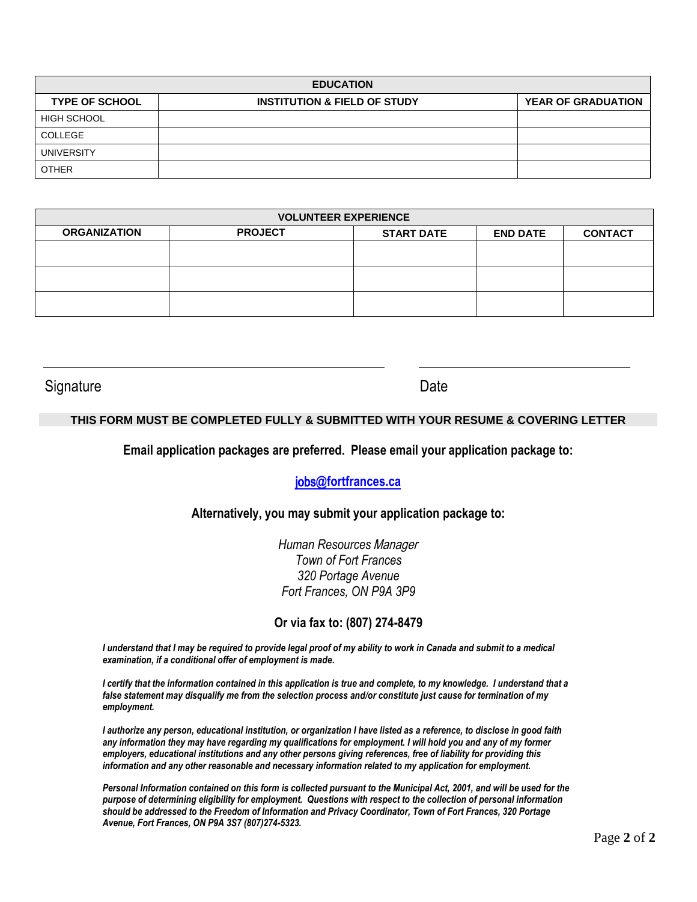| EDUCATION | | |
|---|---|---|
| **TYPE OF SCHOOL** | **INSTITUTION & FIELD OF STUDY** | **YEAR OF GRADUATION** |
| HIGH SCHOOL | | |
| COLLEGE | | |
| UNIVERSITY | | |
| OTHER | | |

| VOLUNTEER EXPERIENCE | | | | |
|---|---|---|---|---|
| **ORGANIZATION** | **PROJECT** | **START DATE** | **END DATE** | **CONTACT** |
| | | | | |
| | | | | |
| | | | | |

Signature _______________________________ Date _______________________

**THIS FORM MUST BE COMPLETED FULLY & SUBMITTED WITH YOUR RESUME & COVERING LETTER**

**Email application packages are preferred. Please email your application package to:**

**jobs@fortfrances.ca**

**Alternatively, you may submit your application package to:**

*Human Resources Manager*
*Town of Fort Frances*
*320 Portage Avenue*
*Fort Frances, ON P9A 3P9*

**Or via fax to: (807) 274-8479**

***I understand that I may be required to provide legal proof of my ability to work in Canada and submit to a medical examination, if a conditional offer of employment is made.***

***I certify that the information contained in this application is true and complete, to my knowledge. I understand that a false statement may disqualify me from the selection process and/or constitute just cause for termination of my employment.***

***I authorize any person, educational institution, or organization I have listed as a reference, to disclose in good faith any information they may have regarding my qualifications for employment. I will hold you and any of my former employers, educational institutions and any other persons giving references, free of liability for providing this information and any other reasonable and necessary information related to my application for employment.***

***Personal Information contained on this form is collected pursuant to the Municipal Act, 2001, and will be used for the purpose of determining eligibility for employment. Questions with respect to the collection of personal information should be addressed to the Freedom of Information and Privacy Coordinator, Town of Fort Frances, 320 Portage Avenue, Fort Frances, ON P9A 3S7 (807)274-5323.***